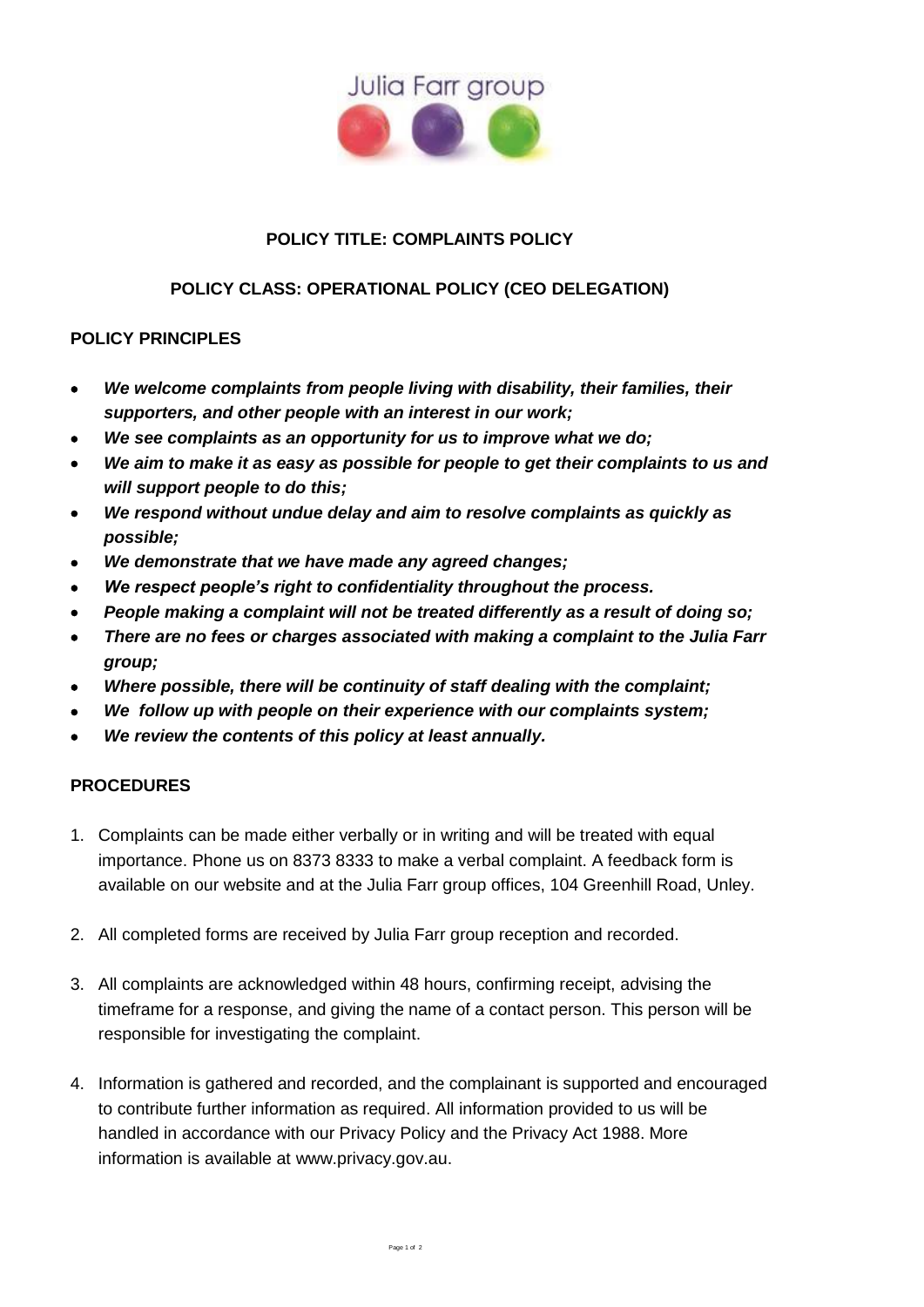Julia Farr group

**POLICY TITLE: COMPLAINTS POLICY**

**POLICY CLASS: OPERATIONAL POLICY (CEO DELEGATION)**

## POLICY PRINCIPLES

- ***We welcome complaints from people living with disability, their families, their supporters, and other people with an interest in our work;***
- ***We see complaints as an opportunity for us to improve what we do;***
- ***We aim to make it as easy as possible for people to get their complaints to us and will support people to do this;***
- ***We respond without undue delay and aim to resolve complaints as quickly as possible;***
- ***We demonstrate that we have made any agreed changes;***
- ***We respect people's right to confidentiality throughout the process.***
- ***People making a complaint will not be treated differently as a result of doing so;***
- ***There are no fees or charges associated with making a complaint to the Julia Farr group;***
- ***Where possible, there will be continuity of staff dealing with the complaint;***
- ***We follow up with people on their experience with our complaints system;***
- ***We review the contents of this policy at least annually.***

## PROCEDURES

1. Complaints can be made either verbally or in writing and will be treated with equal importance. Phone us on 8373 8333 to make a verbal complaint. A feedback form is available on our website and at the Julia Farr group offices, 104 Greenhill Road, Unley.

2. All completed forms are received by Julia Farr group reception and recorded.

3. All complaints are acknowledged within 48 hours, confirming receipt, advising the timeframe for a response, and giving the name of a contact person. This person will be responsible for investigating the complaint.

4. Information is gathered and recorded, and the complainant is supported and encouraged to contribute further information as required. All information provided to us will be handled in accordance with our Privacy Policy and the Privacy Act 1988. More information is available at www.privacy.gov.au.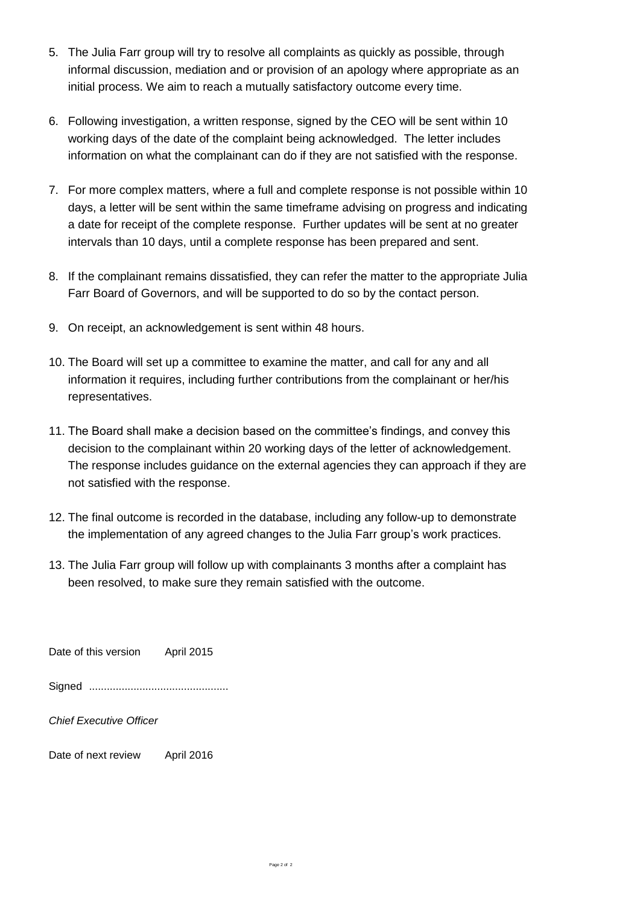5. The Julia Farr group will try to resolve all complaints as quickly as possible, through informal discussion, mediation and or provision of an apology where appropriate as an initial process. We aim to reach a mutually satisfactory outcome every time.

6. Following investigation, a written response, signed by the CEO will be sent within 10 working days of the date of the complaint being acknowledged. The letter includes information on what the complainant can do if they are not satisfied with the response.

7. For more complex matters, where a full and complete response is not possible within 10 days, a letter will be sent within the same timeframe advising on progress and indicating a date for receipt of the complete response. Further updates will be sent at no greater intervals than 10 days, until a complete response has been prepared and sent.

8. If the complainant remains dissatisfied, they can refer the matter to the appropriate Julia Farr Board of Governors, and will be supported to do so by the contact person.

9. On receipt, an acknowledgement is sent within 48 hours.

10. The Board will set up a committee to examine the matter, and call for any and all information it requires, including further contributions from the complainant or her/his representatives.

11. The Board shall make a decision based on the committee's findings, and convey this decision to the complainant within 20 working days of the letter of acknowledgement. The response includes guidance on the external agencies they can approach if they are not satisfied with the response.

12. The final outcome is recorded in the database, including any follow-up to demonstrate the implementation of any agreed changes to the Julia Farr group's work practices.

13. The Julia Farr group will follow up with complainants 3 months after a complaint has been resolved, to make sure they remain satisfied with the outcome.

Date of this version April 2015

Signed ..............................................

*Chief Executive Officer*

Date of next review April 2016